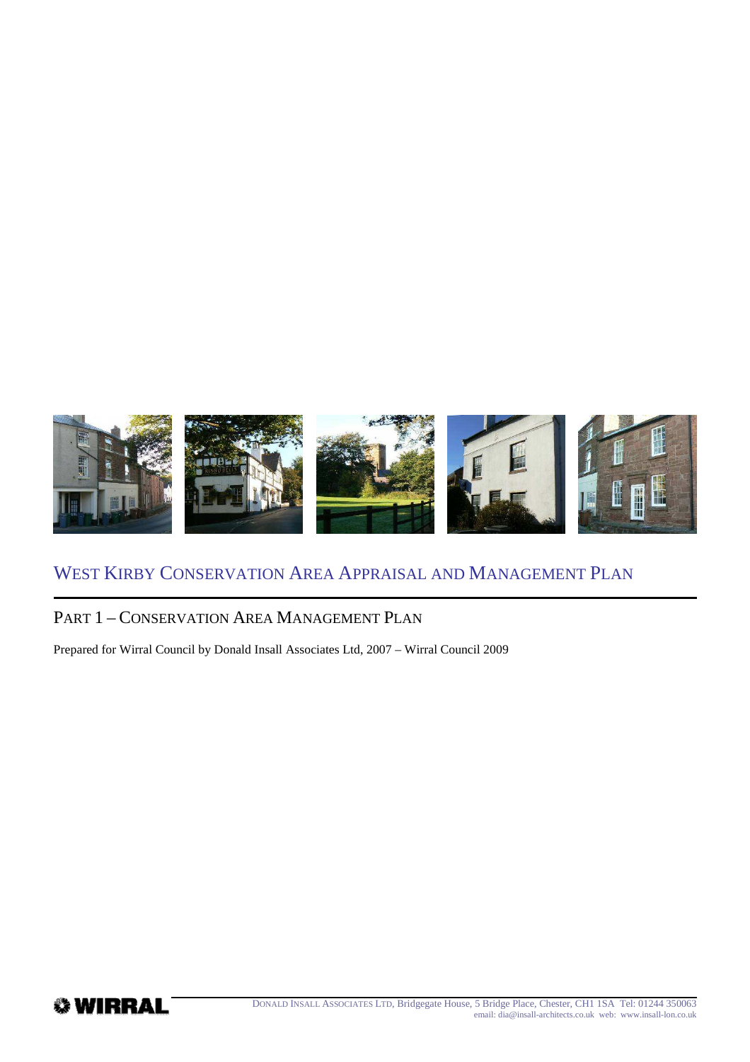# West Kirby Conservation Area Appraisal and Management Plan

## Part 1 – Conservation Area Management Plan

Prepared for Wirral Council by Donald Insall Associates Ltd, 2007 – Wirral Council 2009

WIRRAL

Donald Insall Associates Ltd, Bridgegate House, 5 Bridge Place, Chester, CH1 1SA Tel: 01244 350063
email: dia@insall-architects.co.uk web: www.insall-lon.co.uk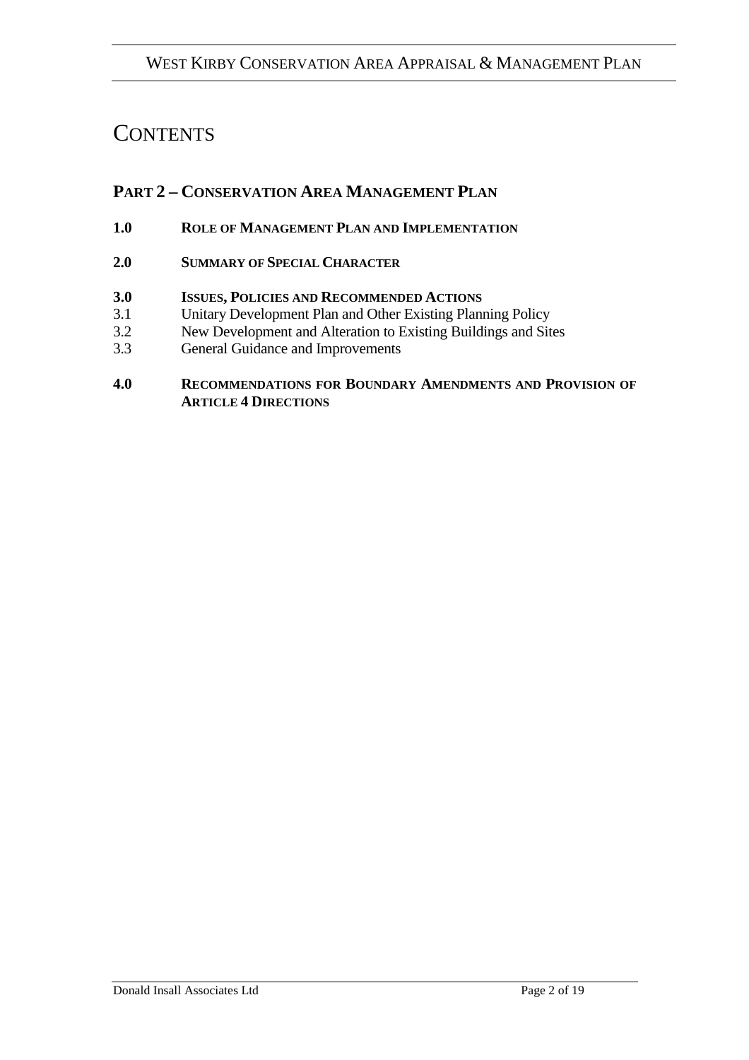# CONTENTS

## PART 2 – CONSERVATION AREA MANAGEMENT PLAN

**1.0 ROLE OF MANAGEMENT PLAN AND IMPLEMENTATION**

**2.0 SUMMARY OF SPECIAL CHARACTER**

**3.0 ISSUES, POLICIES AND RECOMMENDED ACTIONS**

3.1 Unitary Development Plan and Other Existing Planning Policy
3.2 New Development and Alteration to Existing Buildings and Sites
3.3 General Guidance and Improvements

**4.0 RECOMMENDATIONS FOR BOUNDARY AMENDMENTS AND PROVISION OF ARTICLE 4 DIRECTIONS**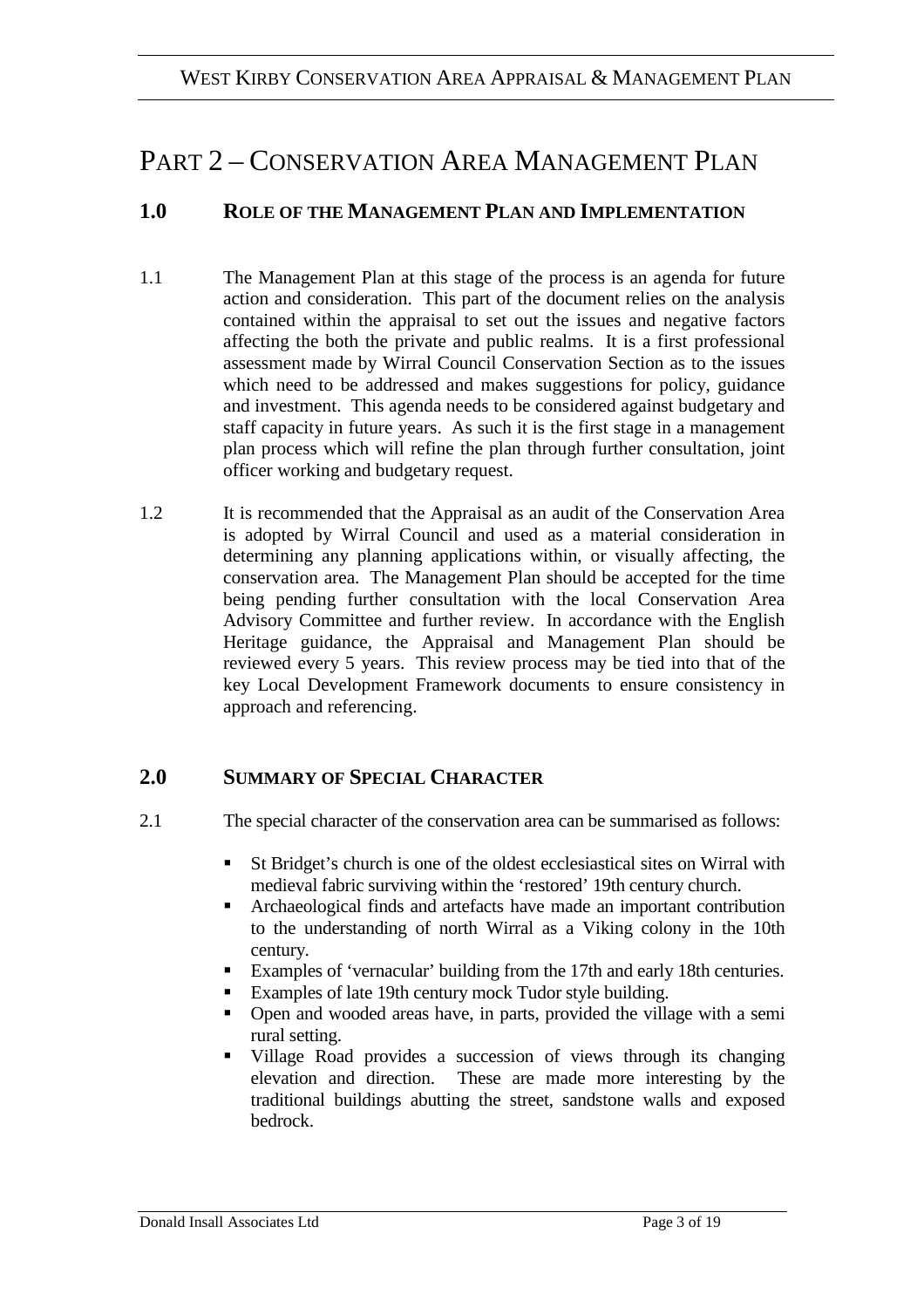# PART 2 – CONSERVATION AREA MANAGEMENT PLAN

## 1.0 ROLE OF THE MANAGEMENT PLAN AND IMPLEMENTATION

1.1 The Management Plan at this stage of the process is an agenda for future action and consideration. This part of the document relies on the analysis contained within the appraisal to set out the issues and negative factors affecting the both the private and public realms. It is a first professional assessment made by Wirral Council Conservation Section as to the issues which need to be addressed and makes suggestions for policy, guidance and investment. This agenda needs to be considered against budgetary and staff capacity in future years. As such it is the first stage in a management plan process which will refine the plan through further consultation, joint officer working and budgetary request.

1.2 It is recommended that the Appraisal as an audit of the Conservation Area is adopted by Wirral Council and used as a material consideration in determining any planning applications within, or visually affecting, the conservation area. The Management Plan should be accepted for the time being pending further consultation with the local Conservation Area Advisory Committee and further review. In accordance with the English Heritage guidance, the Appraisal and Management Plan should be reviewed every 5 years. This review process may be tied into that of the key Local Development Framework documents to ensure consistency in approach and referencing.

## 2.0 SUMMARY OF SPECIAL CHARACTER

2.1 The special character of the conservation area can be summarised as follows:

- St Bridget's church is one of the oldest ecclesiastical sites on Wirral with medieval fabric surviving within the 'restored' 19th century church.
- Archaeological finds and artefacts have made an important contribution to the understanding of north Wirral as a Viking colony in the 10th century.
- Examples of 'vernacular' building from the 17th and early 18th centuries.
- Examples of late 19th century mock Tudor style building.
- Open and wooded areas have, in parts, provided the village with a semi rural setting.
- Village Road provides a succession of views through its changing elevation and direction. These are made more interesting by the traditional buildings abutting the street, sandstone walls and exposed bedrock.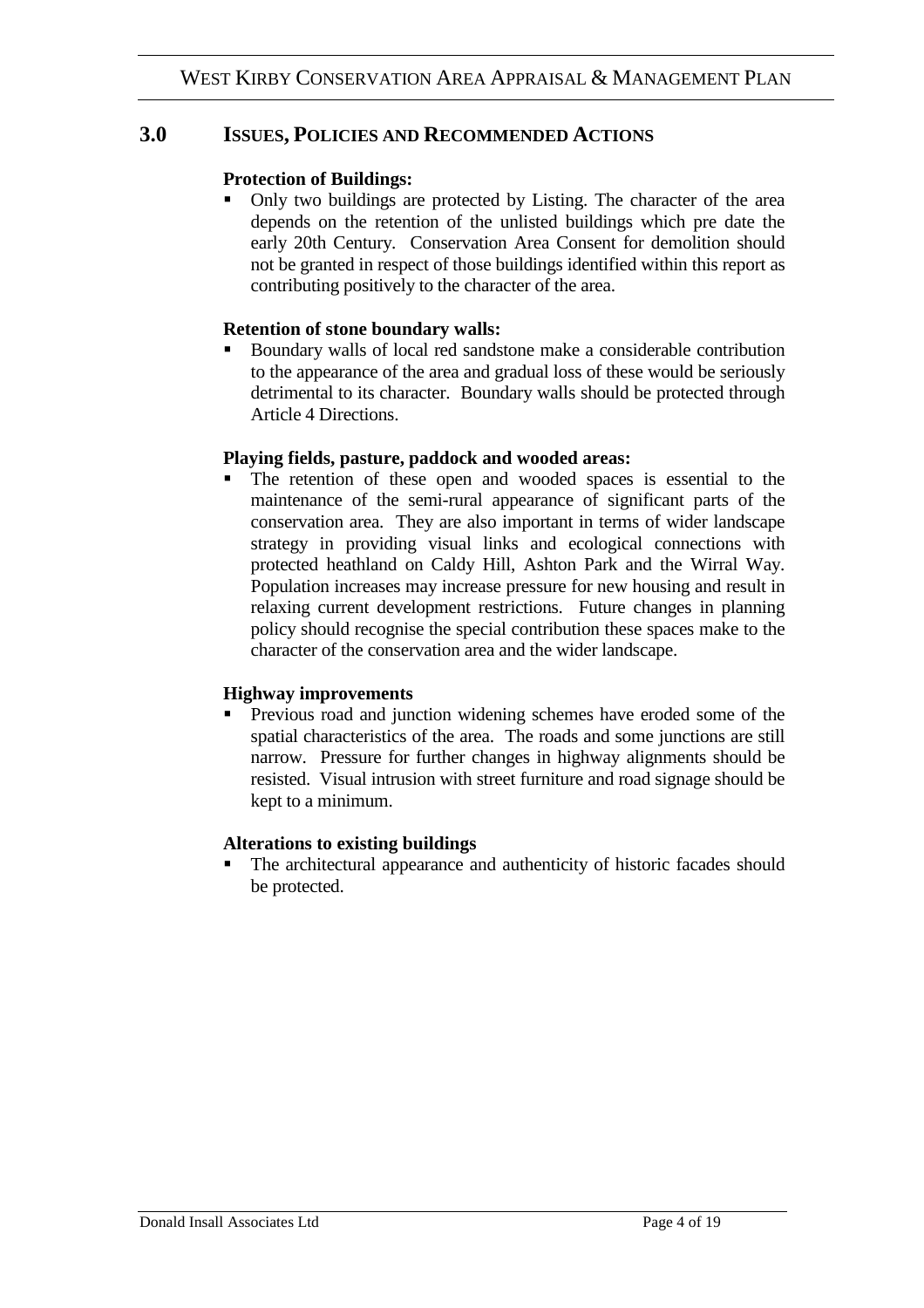## 3.0 ISSUES, POLICIES AND RECOMMENDED ACTIONS

**Protection of Buildings:**

- Only two buildings are protected by Listing. The character of the area depends on the retention of the unlisted buildings which pre date the early 20th Century. Conservation Area Consent for demolition should not be granted in respect of those buildings identified within this report as contributing positively to the character of the area.

**Retention of stone boundary walls:**

- Boundary walls of local red sandstone make a considerable contribution to the appearance of the area and gradual loss of these would be seriously detrimental to its character. Boundary walls should be protected through Article 4 Directions.

**Playing fields, pasture, paddock and wooded areas:**

- The retention of these open and wooded spaces is essential to the maintenance of the semi-rural appearance of significant parts of the conservation area. They are also important in terms of wider landscape strategy in providing visual links and ecological connections with protected heathland on Caldy Hill, Ashton Park and the Wirral Way. Population increases may increase pressure for new housing and result in relaxing current development restrictions. Future changes in planning policy should recognise the special contribution these spaces make to the character of the conservation area and the wider landscape.

**Highway improvements**

- Previous road and junction widening schemes have eroded some of the spatial characteristics of the area. The roads and some junctions are still narrow. Pressure for further changes in highway alignments should be resisted. Visual intrusion with street furniture and road signage should be kept to a minimum.

**Alterations to existing buildings**

- The architectural appearance and authenticity of historic facades should be protected.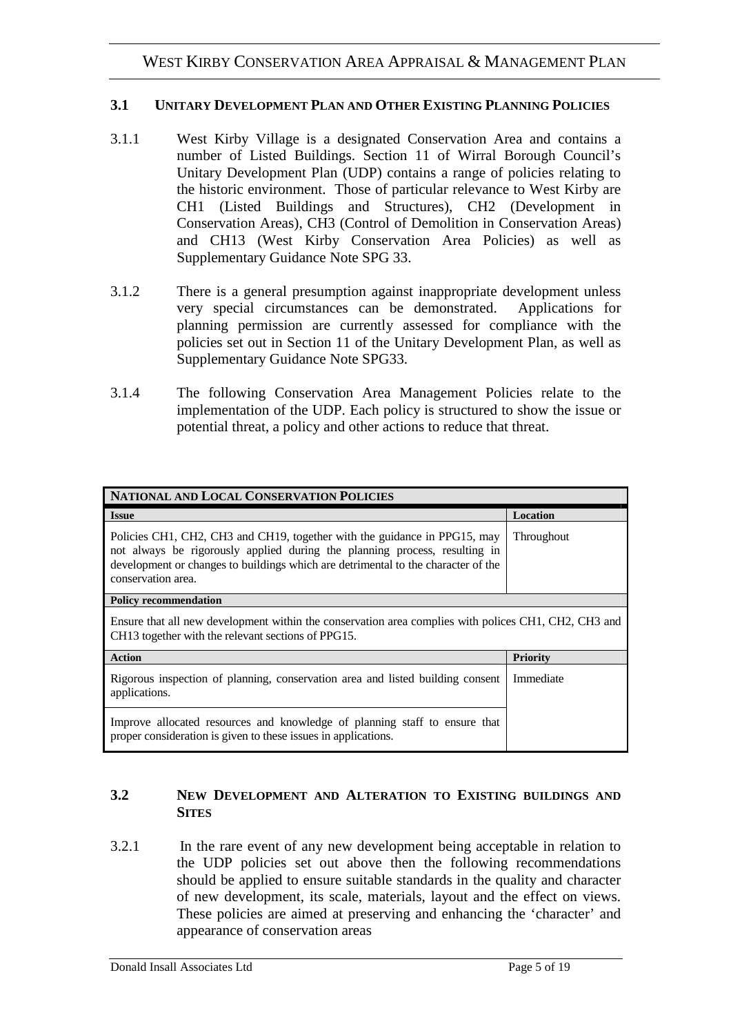### 3.1 UNITARY DEVELOPMENT PLAN AND OTHER EXISTING PLANNING POLICIES

3.1.1 West Kirby Village is a designated Conservation Area and contains a number of Listed Buildings. Section 11 of Wirral Borough Council's Unitary Development Plan (UDP) contains a range of policies relating to the historic environment. Those of particular relevance to West Kirby are CH1 (Listed Buildings and Structures), CH2 (Development in Conservation Areas), CH3 (Control of Demolition in Conservation Areas) and CH13 (West Kirby Conservation Area Policies) as well as Supplementary Guidance Note SPG 33.

3.1.2 There is a general presumption against inappropriate development unless very special circumstances can be demonstrated. Applications for planning permission are currently assessed for compliance with the policies set out in Section 11 of the Unitary Development Plan, as well as Supplementary Guidance Note SPG33.

3.1.4 The following Conservation Area Management Policies relate to the implementation of the UDP. Each policy is structured to show the issue or potential threat, a policy and other actions to reduce that threat.

| NATIONAL AND LOCAL CONSERVATION POLICIES | |
|---|---|
| **Issue** | **Location** |
| Policies CH1, CH2, CH3 and CH19, together with the guidance in PPG15, may not always be rigorously applied during the planning process, resulting in development or changes to buildings which are detrimental to the character of the conservation area. | Throughout |
| **Policy recommendation** | |
| Ensure that all new development within the conservation area complies with polices CH1, CH2, CH3 and CH13 together with the relevant sections of PPG15. | |
| **Action** | **Priority** |
| Rigorous inspection of planning, conservation area and listed building consent applications. | Immediate |
| Improve allocated resources and knowledge of planning staff to ensure that proper consideration is given to these issues in applications. | |

### 3.2 NEW DEVELOPMENT AND ALTERATION TO EXISTING BUILDINGS AND SITES

3.2.1 In the rare event of any new development being acceptable in relation to the UDP policies set out above then the following recommendations should be applied to ensure suitable standards in the quality and character of new development, its scale, materials, layout and the effect on views. These policies are aimed at preserving and enhancing the 'character' and appearance of conservation areas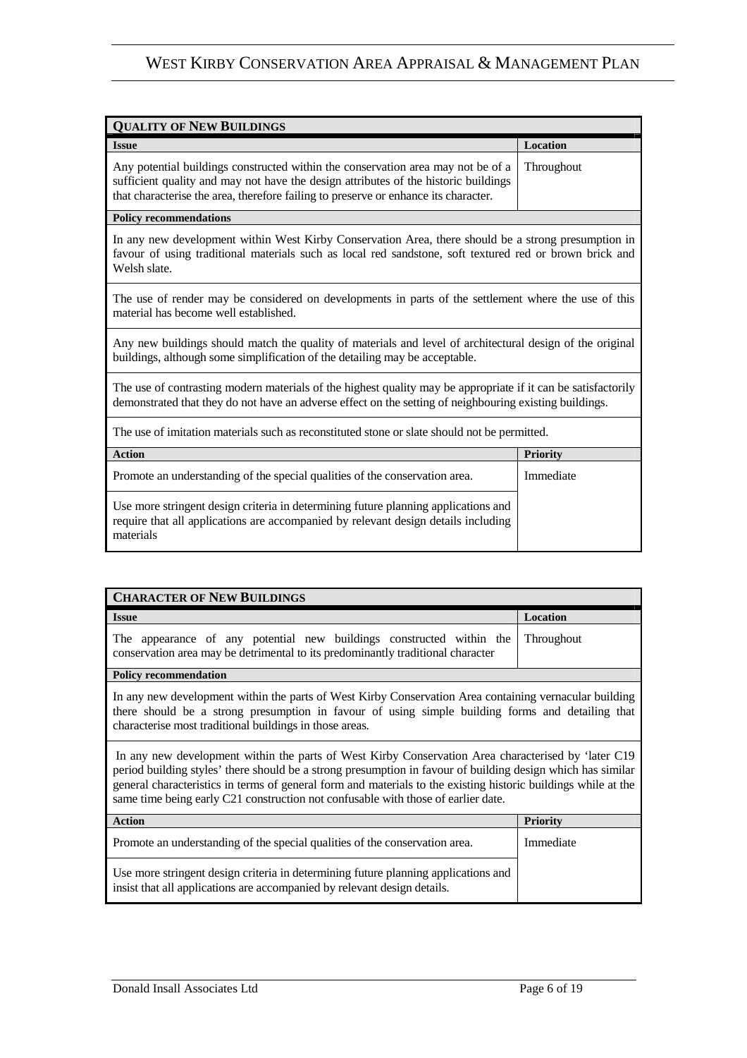| **QUALITY OF NEW BUILDINGS** | |
|---|---|
| **Issue** | **Location** |
| Any potential buildings constructed within the conservation area may not be of a sufficient quality and may not have the design attributes of the historic buildings that characterise the area, therefore failing to preserve or enhance its character. | Throughout |
| **Policy recommendations** | |
| In any new development within West Kirby Conservation Area, there should be a strong presumption in favour of using traditional materials such as local red sandstone, soft textured red or brown brick and Welsh slate. | |
| The use of render may be considered on developments in parts of the settlement where the use of this material has become well established. | |
| Any new buildings should match the quality of materials and level of architectural design of the original buildings, although some simplification of the detailing may be acceptable. | |
| The use of contrasting modern materials of the highest quality may be appropriate if it can be satisfactorily demonstrated that they do not have an adverse effect on the setting of neighbouring existing buildings. | |
| The use of imitation materials such as reconstituted stone or slate should not be permitted. | |
| **Action** | **Priority** |
| Promote an understanding of the special qualities of the conservation area. | Immediate |
| Use more stringent design criteria in determining future planning applications and require that all applications are accompanied by relevant design details including materials | |

| **CHARACTER OF NEW BUILDINGS** | |
|---|---|
| **Issue** | **Location** |
| The appearance of any potential new buildings constructed within the conservation area may be detrimental to its predominantly traditional character | Throughout |
| **Policy recommendation** | |
| In any new development within the parts of West Kirby Conservation Area containing vernacular building there should be a strong presumption in favour of using simple building forms and detailing that characterise most traditional buildings in those areas. | |
| In any new development within the parts of West Kirby Conservation Area characterised by 'later C19 period building styles' there should be a strong presumption in favour of building design which has similar general characteristics in terms of general form and materials to the existing historic buildings while at the same time being early C21 construction not confusable with those of earlier date. | |
| **Action** | **Priority** |
| Promote an understanding of the special qualities of the conservation area. | Immediate |
| Use more stringent design criteria in determining future planning applications and insist that all applications are accompanied by relevant design details. | |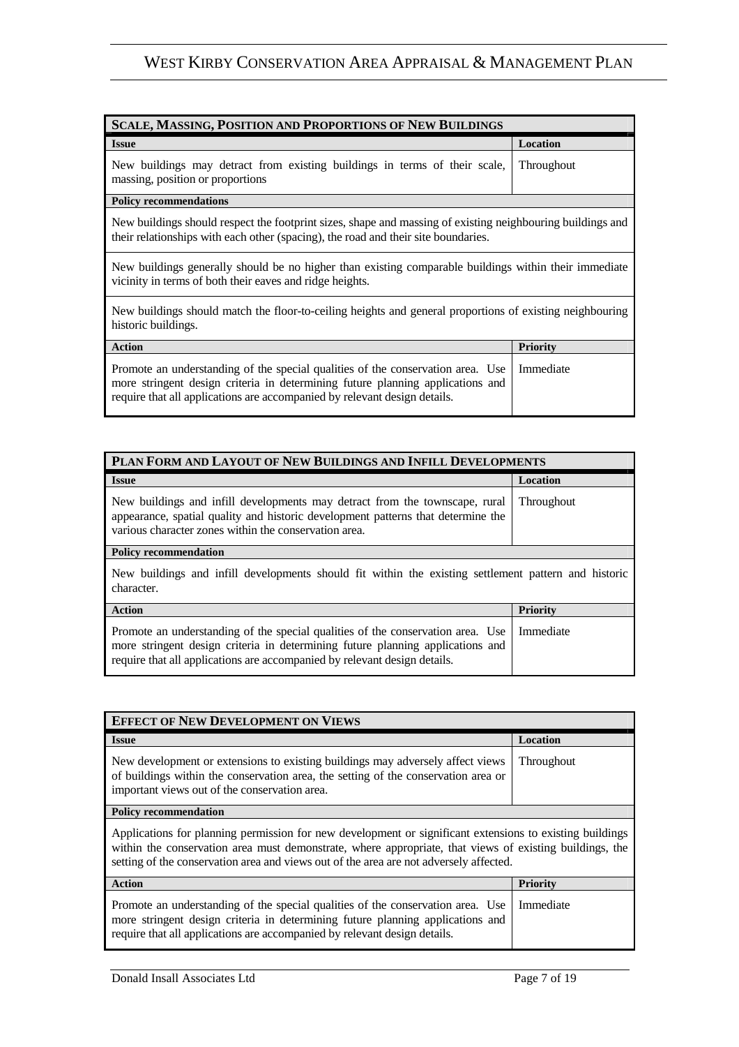| SCALE, MASSING, POSITION AND PROPORTIONS OF NEW BUILDINGS | |
|---|---|
| **Issue** | **Location** |
| New buildings may detract from existing buildings in terms of their scale, massing, position or proportions | Throughout |
| **Policy recommendations** | |
| New buildings should respect the footprint sizes, shape and massing of existing neighbouring buildings and their relationships with each other (spacing), the road and their site boundaries. | |
| New buildings generally should be no higher than existing comparable buildings within their immediate vicinity in terms of both their eaves and ridge heights. | |
| New buildings should match the floor-to-ceiling heights and general proportions of existing neighbouring historic buildings. | |
| **Action** | **Priority** |
| Promote an understanding of the special qualities of the conservation area. Use more stringent design criteria in determining future planning applications and require that all applications are accompanied by relevant design details. | Immediate |

| PLAN FORM AND LAYOUT OF NEW BUILDINGS AND INFILL DEVELOPMENTS | |
|---|---|
| **Issue** | **Location** |
| New buildings and infill developments may detract from the townscape, rural appearance, spatial quality and historic development patterns that determine the various character zones within the conservation area. | Throughout |
| **Policy recommendation** | |
| New buildings and infill developments should fit within the existing settlement pattern and historic character. | |
| **Action** | **Priority** |
| Promote an understanding of the special qualities of the conservation area. Use more stringent design criteria in determining future planning applications and require that all applications are accompanied by relevant design details. | Immediate |

| EFFECT OF NEW DEVELOPMENT ON VIEWS | |
|---|---|
| **Issue** | **Location** |
| New development or extensions to existing buildings may adversely affect views of buildings within the conservation area, the setting of the conservation area or important views out of the conservation area. | Throughout |
| **Policy recommendation** | |
| Applications for planning permission for new development or significant extensions to existing buildings within the conservation area must demonstrate, where appropriate, that views of existing buildings, the setting of the conservation area and views out of the area are not adversely affected. | |
| **Action** | **Priority** |
| Promote an understanding of the special qualities of the conservation area. Use more stringent design criteria in determining future planning applications and require that all applications are accompanied by relevant design details. | Immediate |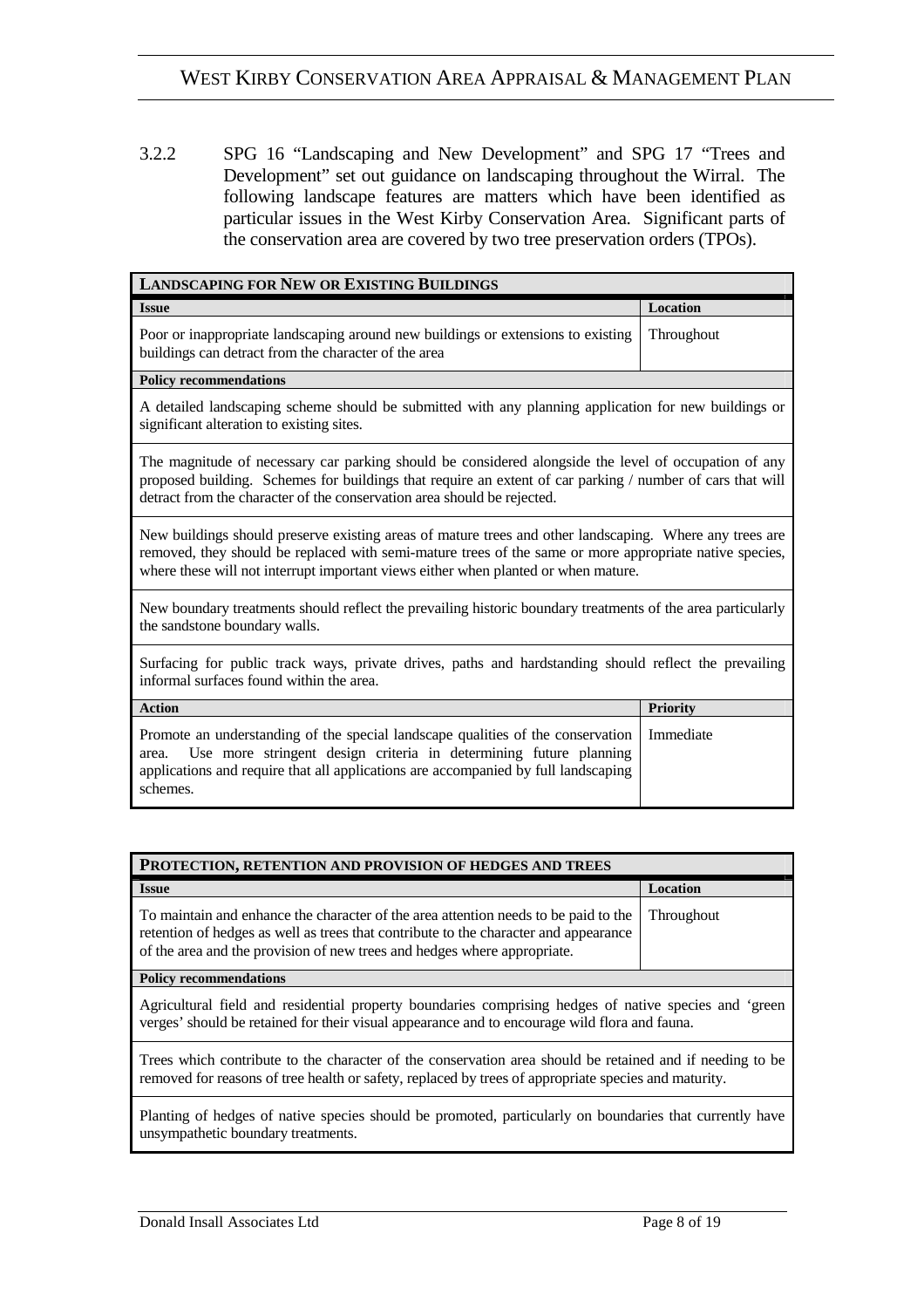3.2.2 SPG 16 "Landscaping and New Development" and SPG 17 "Trees and Development" set out guidance on landscaping throughout the Wirral. The following landscape features are matters which have been identified as particular issues in the West Kirby Conservation Area. Significant parts of the conservation area are covered by two tree preservation orders (TPOs).

| **LANDSCAPING FOR NEW OR EXISTING BUILDINGS** | |
|---|---|
| **Issue** | **Location** |
| Poor or inappropriate landscaping around new buildings or extensions to existing buildings can detract from the character of the area | Throughout |
| **Policy recommendations** | |
| A detailed landscaping scheme should be submitted with any planning application for new buildings or significant alteration to existing sites. | |
| The magnitude of necessary car parking should be considered alongside the level of occupation of any proposed building. Schemes for buildings that require an extent of car parking / number of cars that will detract from the character of the conservation area should be rejected. | |
| New buildings should preserve existing areas of mature trees and other landscaping. Where any trees are removed, they should be replaced with semi-mature trees of the same or more appropriate native species, where these will not interrupt important views either when planted or when mature. | |
| New boundary treatments should reflect the prevailing historic boundary treatments of the area particularly the sandstone boundary walls. | |
| Surfacing for public track ways, private drives, paths and hardstanding should reflect the prevailing informal surfaces found within the area. | |
| **Action** | **Priority** |
| Promote an understanding of the special landscape qualities of the conservation area. Use more stringent design criteria in determining future planning applications and require that all applications are accompanied by full landscaping schemes. | Immediate |

| **PROTECTION, RETENTION AND PROVISION OF HEDGES AND TREES** | |
|---|---|
| **Issue** | **Location** |
| To maintain and enhance the character of the area attention needs to be paid to the retention of hedges as well as trees that contribute to the character and appearance of the area and the provision of new trees and hedges where appropriate. | Throughout |
| **Policy recommendations** | |
| Agricultural field and residential property boundaries comprising hedges of native species and 'green verges' should be retained for their visual appearance and to encourage wild flora and fauna. | |
| Trees which contribute to the character of the conservation area should be retained and if needing to be removed for reasons of tree health or safety, replaced by trees of appropriate species and maturity. | |
| Planting of hedges of native species should be promoted, particularly on boundaries that currently have unsympathetic boundary treatments. | |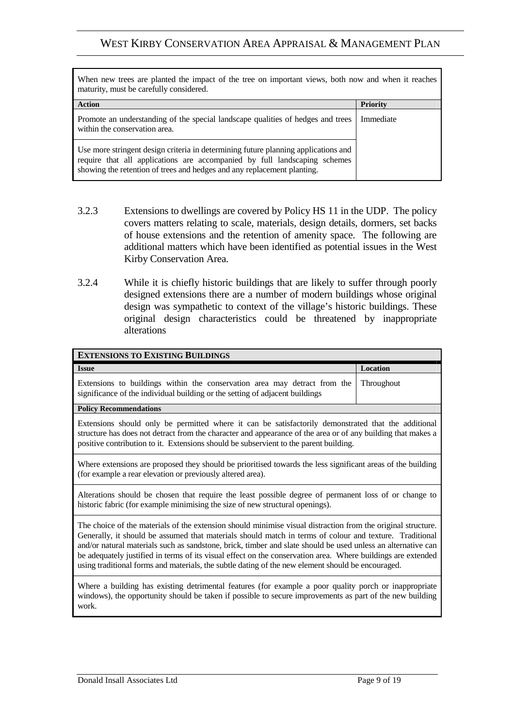| When new trees are planted the impact of the tree on important views, both now and when it reaches maturity, must be carefully considered. | |
|---|---|
| **Action** | **Priority** |
| Promote an understanding of the special landscape qualities of hedges and trees within the conservation area. | Immediate |
| Use more stringent design criteria in determining future planning applications and require that all applications are accompanied by full landscaping schemes showing the retention of trees and hedges and any replacement planting. | |

3.2.3 Extensions to dwellings are covered by Policy HS 11 in the UDP. The policy covers matters relating to scale, materials, design details, dormers, set backs of house extensions and the retention of amenity space. The following are additional matters which have been identified as potential issues in the West Kirby Conservation Area.

3.2.4 While it is chiefly historic buildings that are likely to suffer through poorly designed extensions there are a number of modern buildings whose original design was sympathetic to context of the village's historic buildings. These original design characteristics could be threatened by inappropriate alterations

| **EXTENSIONS TO EXISTING BUILDINGS** | |
|---|---|
| **Issue** | **Location** |
| Extensions to buildings within the conservation area may detract from the significance of the individual building or the setting of adjacent buildings | Throughout |
| **Policy Recommendations** | |
| Extensions should only be permitted where it can be satisfactorily demonstrated that the additional structure has does not detract from the character and appearance of the area or of any building that makes a positive contribution to it. Extensions should be subservient to the parent building. | |
| Where extensions are proposed they should be prioritised towards the less significant areas of the building (for example a rear elevation or previously altered area). | |
| Alterations should be chosen that require the least possible degree of permanent loss of or change to historic fabric (for example minimising the size of new structural openings). | |
| The choice of the materials of the extension should minimise visual distraction from the original structure. Generally, it should be assumed that materials should match in terms of colour and texture. Traditional and/or natural materials such as sandstone, brick, timber and slate should be used unless an alternative can be adequately justified in terms of its visual effect on the conservation area. Where buildings are extended using traditional forms and materials, the subtle dating of the new element should be encouraged. | |
| Where a building has existing detrimental features (for example a poor quality porch or inappropriate windows), the opportunity should be taken if possible to secure improvements as part of the new building work. | |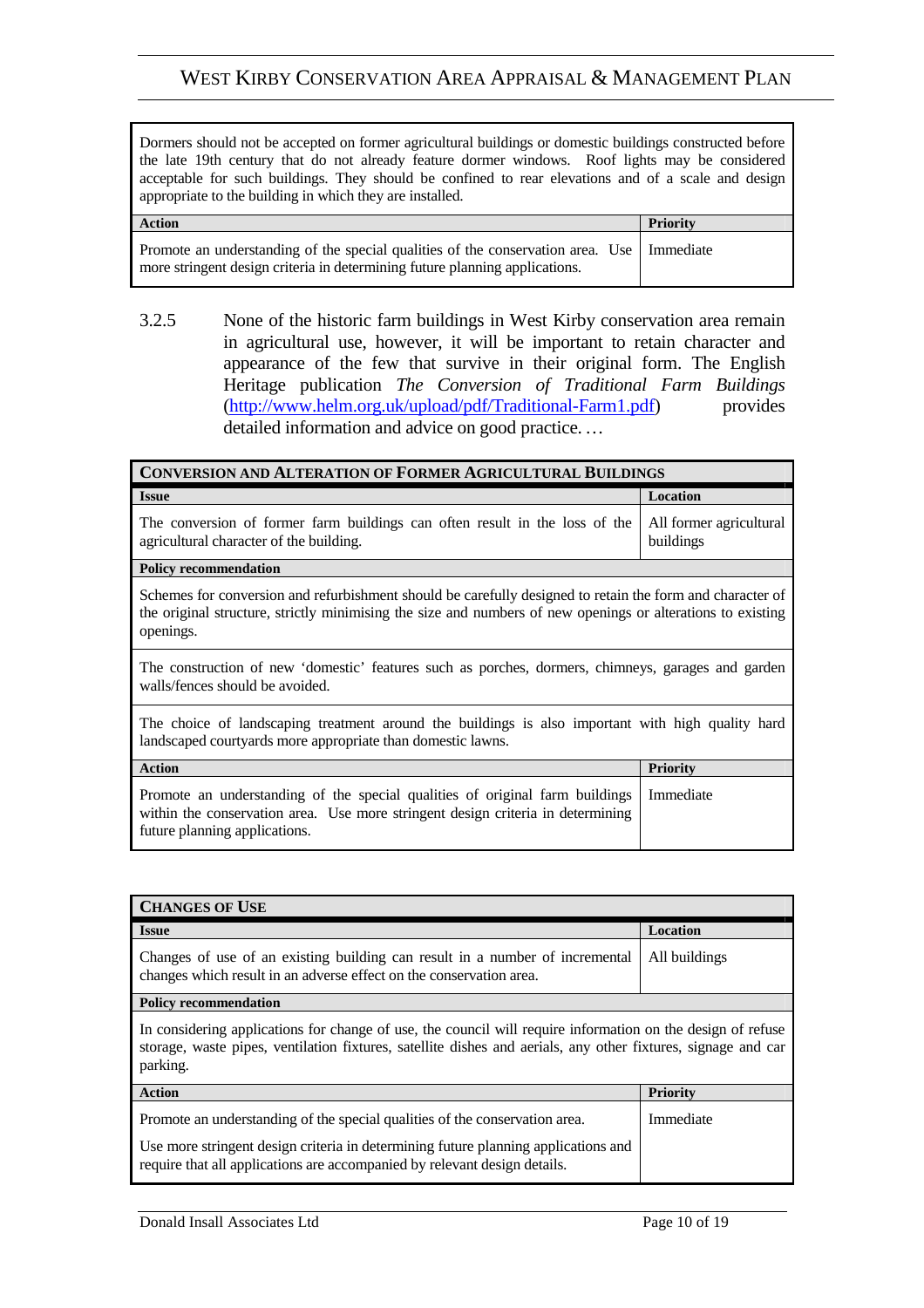| Dormers should not be accepted on former agricultural buildings or domestic buildings constructed before the late 19th century that do not already feature dormer windows. Roof lights may be considered acceptable for such buildings. They should be confined to rear elevations and of a scale and design appropriate to the building in which they are installed. | |
|---|---|
| **Action** | **Priority** |
| Promote an understanding of the special qualities of the conservation area. Use more stringent design criteria in determining future planning applications. | Immediate |

3.2.5 None of the historic farm buildings in West Kirby conservation area remain in agricultural use, however, it will be important to retain character and appearance of the few that survive in their original form. The English Heritage publication *The Conversion of Traditional Farm Buildings* (http://www.helm.org.uk/upload/pdf/Traditional-Farm1.pdf) provides detailed information and advice on good practice. …

| **CONVERSION AND ALTERATION OF FORMER AGRICULTURAL BUILDINGS** | |
|---|---|
| **Issue** | **Location** |
| The conversion of former farm buildings can often result in the loss of the agricultural character of the building. | All former agricultural buildings |
| **Policy recommendation** | |
| Schemes for conversion and refurbishment should be carefully designed to retain the form and character of the original structure, strictly minimising the size and numbers of new openings or alterations to existing openings. | |
| The construction of new 'domestic' features such as porches, dormers, chimneys, garages and garden walls/fences should be avoided. | |
| The choice of landscaping treatment around the buildings is also important with high quality hard landscaped courtyards more appropriate than domestic lawns. | |
| **Action** | **Priority** |
| Promote an understanding of the special qualities of original farm buildings within the conservation area. Use more stringent design criteria in determining future planning applications. | Immediate |

| **CHANGES OF USE** | |
|---|---|
| **Issue** | **Location** |
| Changes of use of an existing building can result in a number of incremental changes which result in an adverse effect on the conservation area. | All buildings |
| **Policy recommendation** | |
| In considering applications for change of use, the council will require information on the design of refuse storage, waste pipes, ventilation fixtures, satellite dishes and aerials, any other fixtures, signage and car parking. | |
| **Action** | **Priority** |
| Promote an understanding of the special qualities of the conservation area.<br><br>Use more stringent design criteria in determining future planning applications and require that all applications are accompanied by relevant design details. | Immediate |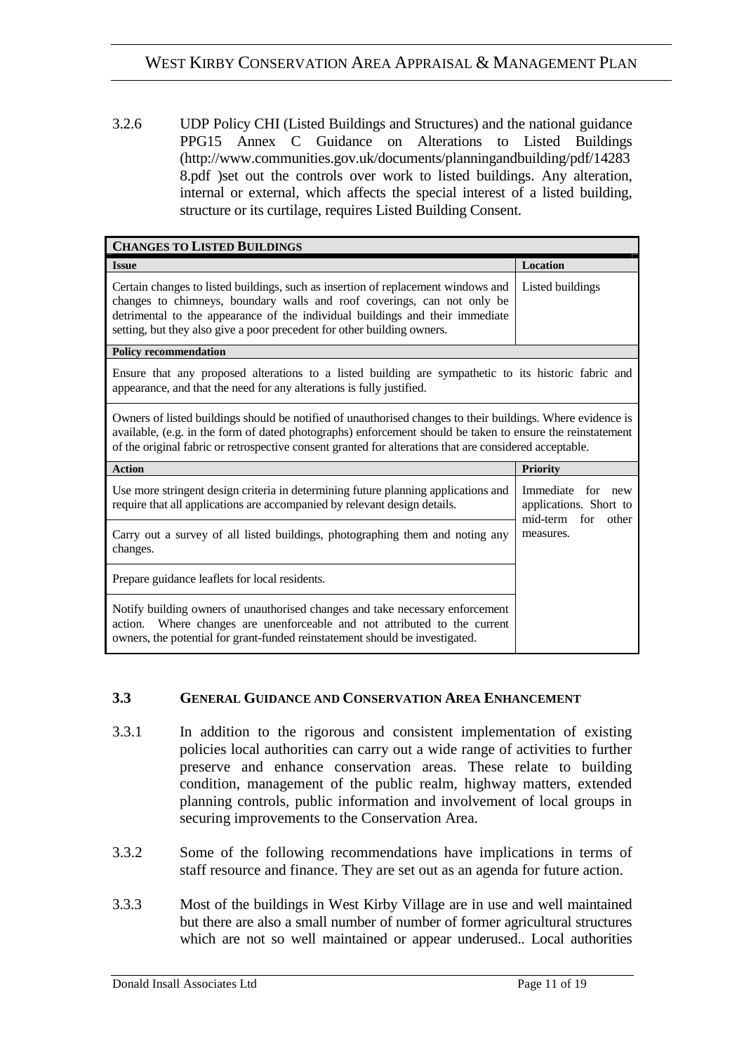3.2.6 UDP Policy CHI (Listed Buildings and Structures) and the national guidance PPG15 Annex C Guidance on Alterations to Listed Buildings (http://www.communities.gov.uk/documents/planningandbuilding/pdf/142838.pdf )set out the controls over work to listed buildings. Any alteration, internal or external, which affects the special interest of a listed building, structure or its curtilage, requires Listed Building Consent.

| **CHANGES TO LISTED BUILDINGS** | |
|---|---|
| **Issue** | **Location** |
| Certain changes to listed buildings, such as insertion of replacement windows and changes to chimneys, boundary walls and roof coverings, can not only be detrimental to the appearance of the individual buildings and their immediate setting, but they also give a poor precedent for other building owners. | Listed buildings |
| **Policy recommendation** | |
| Ensure that any proposed alterations to a listed building are sympathetic to its historic fabric and appearance, and that the need for any alterations is fully justified. | |
| Owners of listed buildings should be notified of unauthorised changes to their buildings. Where evidence is available, (e.g. in the form of dated photographs) enforcement should be taken to ensure the reinstatement of the original fabric or retrospective consent granted for alterations that are considered acceptable. | |
| **Action** | **Priority** |
| Use more stringent design criteria in determining future planning applications and require that all applications are accompanied by relevant design details. | Immediate for new applications. Short to mid-term for other measures. |
| Carry out a survey of all listed buildings, photographing them and noting any changes. | |
| Prepare guidance leaflets for local residents. | |
| Notify building owners of unauthorised changes and take necessary enforcement action. Where changes are unenforceable and not attributed to the current owners, the potential for grant-funded reinstatement should be investigated. | |

## 3.3 GENERAL GUIDANCE AND CONSERVATION AREA ENHANCEMENT

3.3.1 In addition to the rigorous and consistent implementation of existing policies local authorities can carry out a wide range of activities to further preserve and enhance conservation areas. These relate to building condition, management of the public realm, highway matters, extended planning controls, public information and involvement of local groups in securing improvements to the Conservation Area.

3.3.2 Some of the following recommendations have implications in terms of staff resource and finance. They are set out as an agenda for future action.

3.3.3 Most of the buildings in West Kirby Village are in use and well maintained but there are also a small number of number of former agricultural structures which are not so well maintained or appear underused.. Local authorities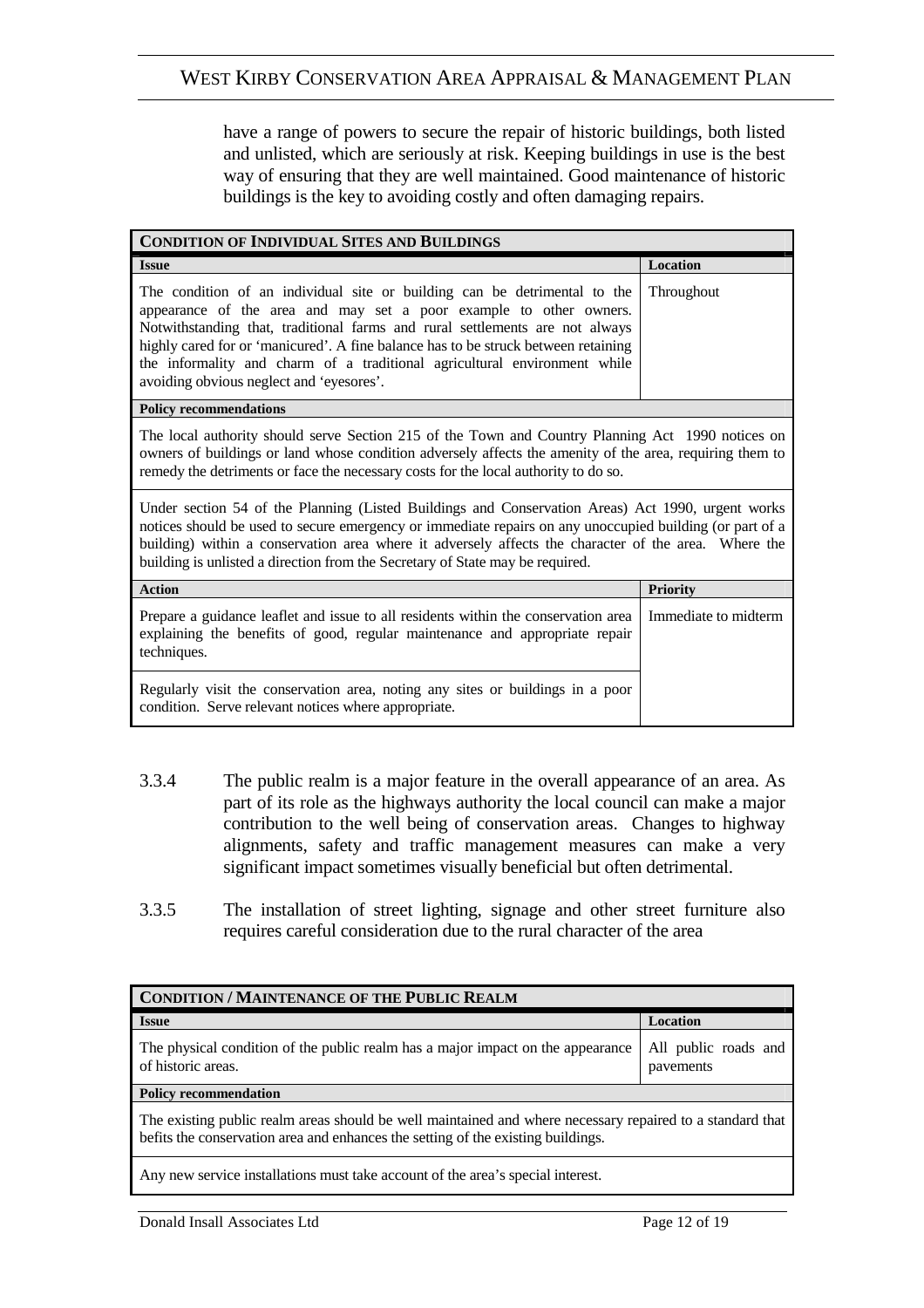have a range of powers to secure the repair of historic buildings, both listed and unlisted, which are seriously at risk. Keeping buildings in use is the best way of ensuring that they are well maintained. Good maintenance of historic buildings is the key to avoiding costly and often damaging repairs.

| **CONDITION OF INDIVIDUAL SITES AND BUILDINGS** | |
|---|---|
| **Issue** | **Location** |
| The condition of an individual site or building can be detrimental to the appearance of the area and may set a poor example to other owners. Notwithstanding that, traditional farms and rural settlements are not always highly cared for or 'manicured'. A fine balance has to be struck between retaining the informality and charm of a traditional agricultural environment while avoiding obvious neglect and 'eyesores'. | Throughout |
| **Policy recommendations** | |
| The local authority should serve Section 215 of the Town and Country Planning Act 1990 notices on owners of buildings or land whose condition adversely affects the amenity of the area, requiring them to remedy the detriments or face the necessary costs for the local authority to do so. | |
| Under section 54 of the Planning (Listed Buildings and Conservation Areas) Act 1990, urgent works notices should be used to secure emergency or immediate repairs on any unoccupied building (or part of a building) within a conservation area where it adversely affects the character of the area. Where the building is unlisted a direction from the Secretary of State may be required. | |
| **Action** | **Priority** |
| Prepare a guidance leaflet and issue to all residents within the conservation area explaining the benefits of good, regular maintenance and appropriate repair techniques. | Immediate to midterm |
| Regularly visit the conservation area, noting any sites or buildings in a poor condition. Serve relevant notices where appropriate. | |

3.3.4 The public realm is a major feature in the overall appearance of an area. As part of its role as the highways authority the local council can make a major contribution to the well being of conservation areas. Changes to highway alignments, safety and traffic management measures can make a very significant impact sometimes visually beneficial but often detrimental.

3.3.5 The installation of street lighting, signage and other street furniture also requires careful consideration due to the rural character of the area

| **CONDITION / MAINTENANCE OF THE PUBLIC REALM** | |
|---|---|
| **Issue** | **Location** |
| The physical condition of the public realm has a major impact on the appearance of historic areas. | All public roads and pavements |
| **Policy recommendation** | |
| The existing public realm areas should be well maintained and where necessary repaired to a standard that befits the conservation area and enhances the setting of the existing buildings. | |
| Any new service installations must take account of the area's special interest. | |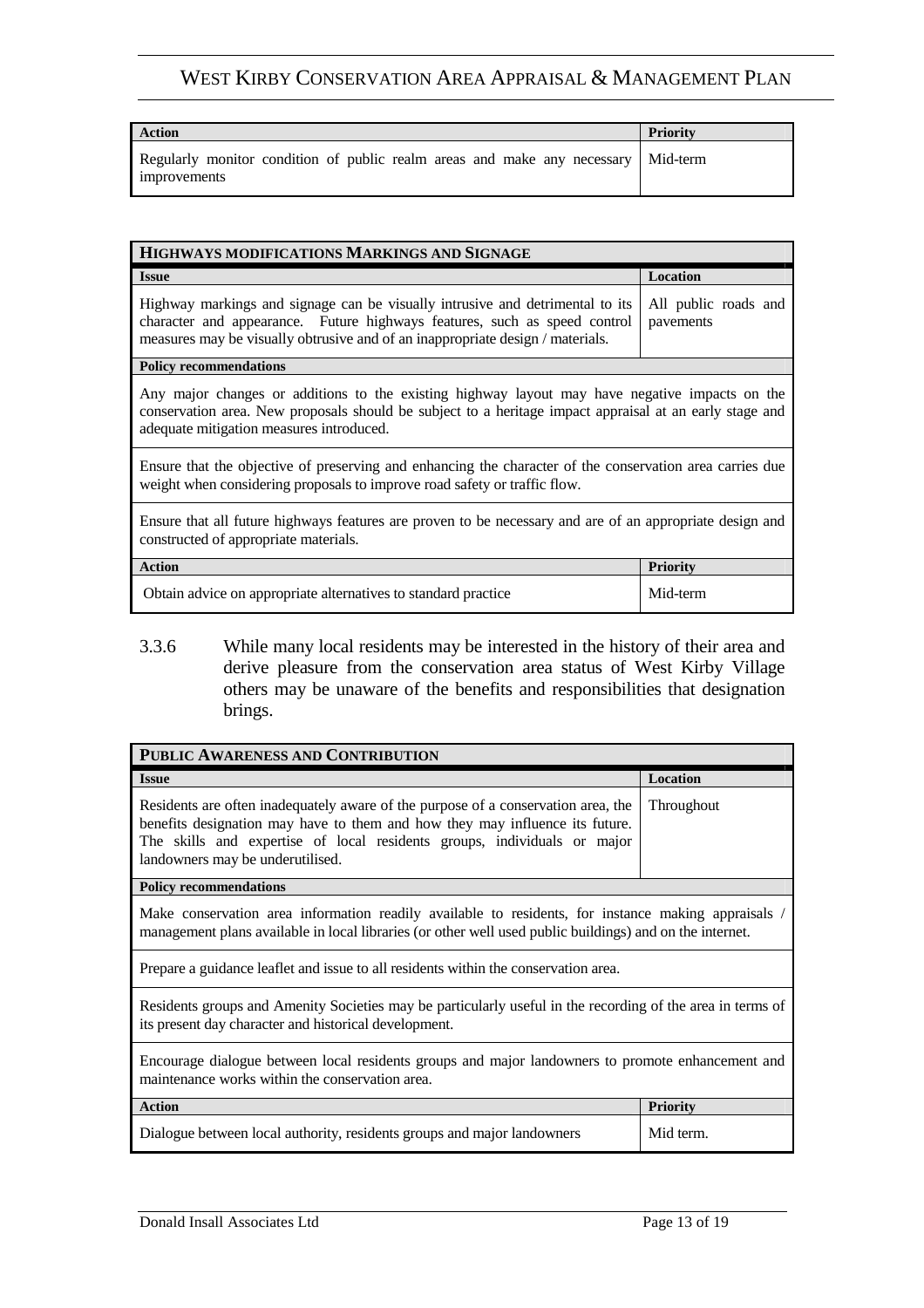| Action | Priority |
|---|---|
| Regularly monitor condition of public realm areas and make any necessary improvements | Mid-term |

| **HIGHWAYS MODIFICATIONS MARKINGS AND SIGNAGE** | |
|---|---|
| **Issue** | **Location** |
| Highway markings and signage can be visually intrusive and detrimental to its character and appearance. Future highways features, such as speed control measures may be visually obtrusive and of an inappropriate design / materials. | All public roads and pavements |
| **Policy recommendations** | |
| Any major changes or additions to the existing highway layout may have negative impacts on the conservation area. New proposals should be subject to a heritage impact appraisal at an early stage and adequate mitigation measures introduced. | |
| Ensure that the objective of preserving and enhancing the character of the conservation area carries due weight when considering proposals to improve road safety or traffic flow. | |
| Ensure that all future highways features are proven to be necessary and are of an appropriate design and constructed of appropriate materials. | |
| **Action** | **Priority** |
| Obtain advice on appropriate alternatives to standard practice | Mid-term |

3.3.6 While many local residents may be interested in the history of their area and derive pleasure from the conservation area status of West Kirby Village others may be unaware of the benefits and responsibilities that designation brings.

| **PUBLIC AWARENESS AND CONTRIBUTION** | |
|---|---|
| **Issue** | **Location** |
| Residents are often inadequately aware of the purpose of a conservation area, the benefits designation may have to them and how they may influence its future. The skills and expertise of local residents groups, individuals or major landowners may be underutilised. | Throughout |
| **Policy recommendations** | |
| Make conservation area information readily available to residents, for instance making appraisals / management plans available in local libraries (or other well used public buildings) and on the internet. | |
| Prepare a guidance leaflet and issue to all residents within the conservation area. | |
| Residents groups and Amenity Societies may be particularly useful in the recording of the area in terms of its present day character and historical development. | |
| Encourage dialogue between local residents groups and major landowners to promote enhancement and maintenance works within the conservation area. | |
| **Action** | **Priority** |
| Dialogue between local authority, residents groups and major landowners | Mid term. |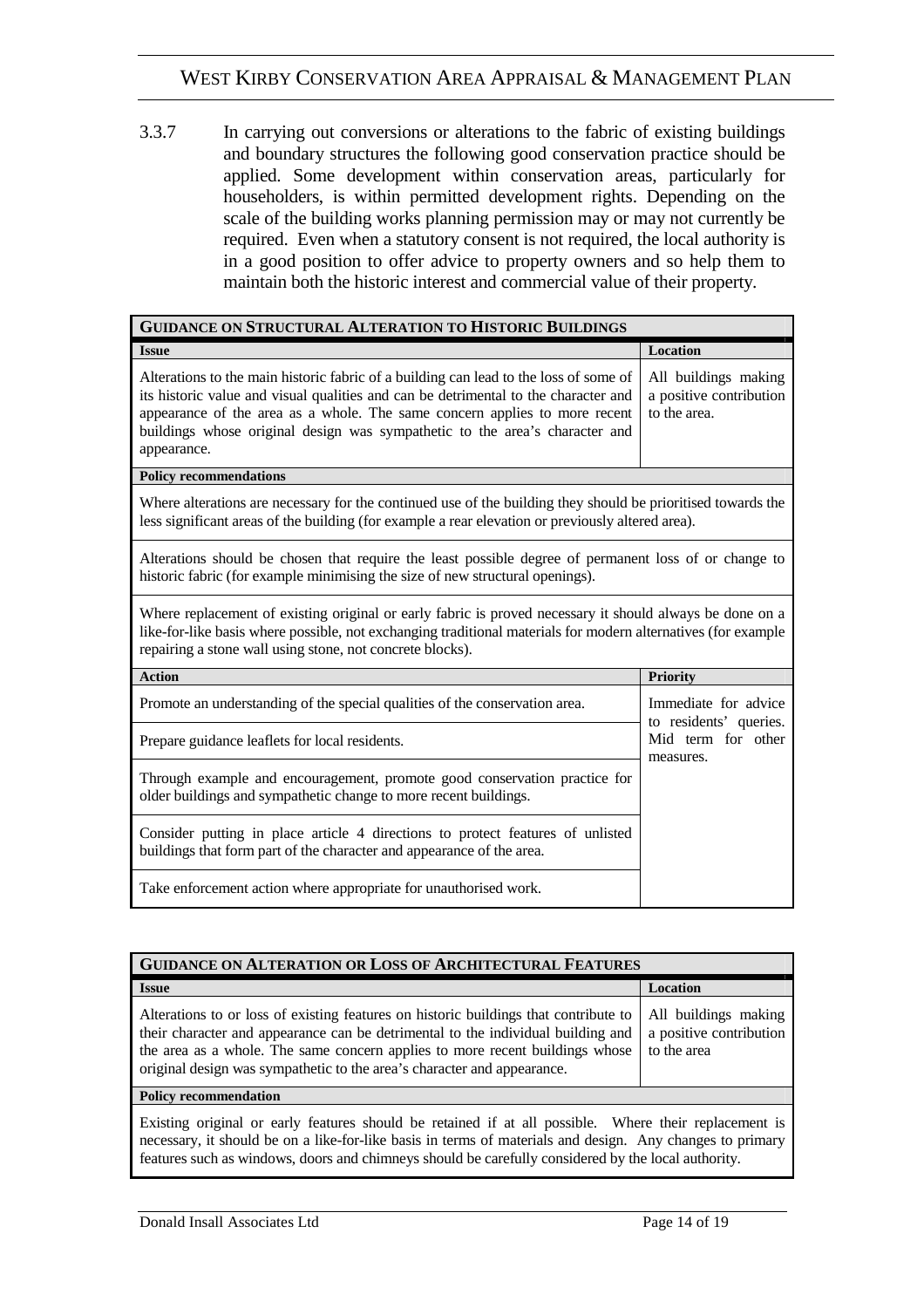3.3.7 In carrying out conversions or alterations to the fabric of existing buildings and boundary structures the following good conservation practice should be applied. Some development within conservation areas, particularly for householders, is within permitted development rights. Depending on the scale of the building works planning permission may or may not currently be required. Even when a statutory consent is not required, the local authority is in a good position to offer advice to property owners and so help them to maintain both the historic interest and commercial value of their property.

| **GUIDANCE ON STRUCTURAL ALTERATION TO HISTORIC BUILDINGS** | |
|---|---|
| **Issue** | **Location** |
| Alterations to the main historic fabric of a building can lead to the loss of some of its historic value and visual qualities and can be detrimental to the character and appearance of the area as a whole. The same concern applies to more recent buildings whose original design was sympathetic to the area's character and appearance. | All buildings making a positive contribution to the area. |
| **Policy recommendations** | |
| Where alterations are necessary for the continued use of the building they should be prioritised towards the less significant areas of the building (for example a rear elevation or previously altered area). | |
| Alterations should be chosen that require the least possible degree of permanent loss of or change to historic fabric (for example minimising the size of new structural openings). | |
| Where replacement of existing original or early fabric is proved necessary it should always be done on a like-for-like basis where possible, not exchanging traditional materials for modern alternatives (for example repairing a stone wall using stone, not concrete blocks). | |
| **Action** | **Priority** |
| Promote an understanding of the special qualities of the conservation area. | Immediate for advice to residents' queries. Mid term for other measures. |
| Prepare guidance leaflets for local residents. | |
| Through example and encouragement, promote good conservation practice for older buildings and sympathetic change to more recent buildings. | |
| Consider putting in place article 4 directions to protect features of unlisted buildings that form part of the character and appearance of the area. | |
| Take enforcement action where appropriate for unauthorised work. | |

| **GUIDANCE ON ALTERATION OR LOSS OF ARCHITECTURAL FEATURES** | |
|---|---|
| **Issue** | **Location** |
| Alterations to or loss of existing features on historic buildings that contribute to their character and appearance can be detrimental to the individual building and the area as a whole. The same concern applies to more recent buildings whose original design was sympathetic to the area's character and appearance. | All buildings making a positive contribution to the area |
| **Policy recommendation** | |
| Existing original or early features should be retained if at all possible. Where their replacement is necessary, it should be on a like-for-like basis in terms of materials and design. Any changes to primary features such as windows, doors and chimneys should be carefully considered by the local authority. | |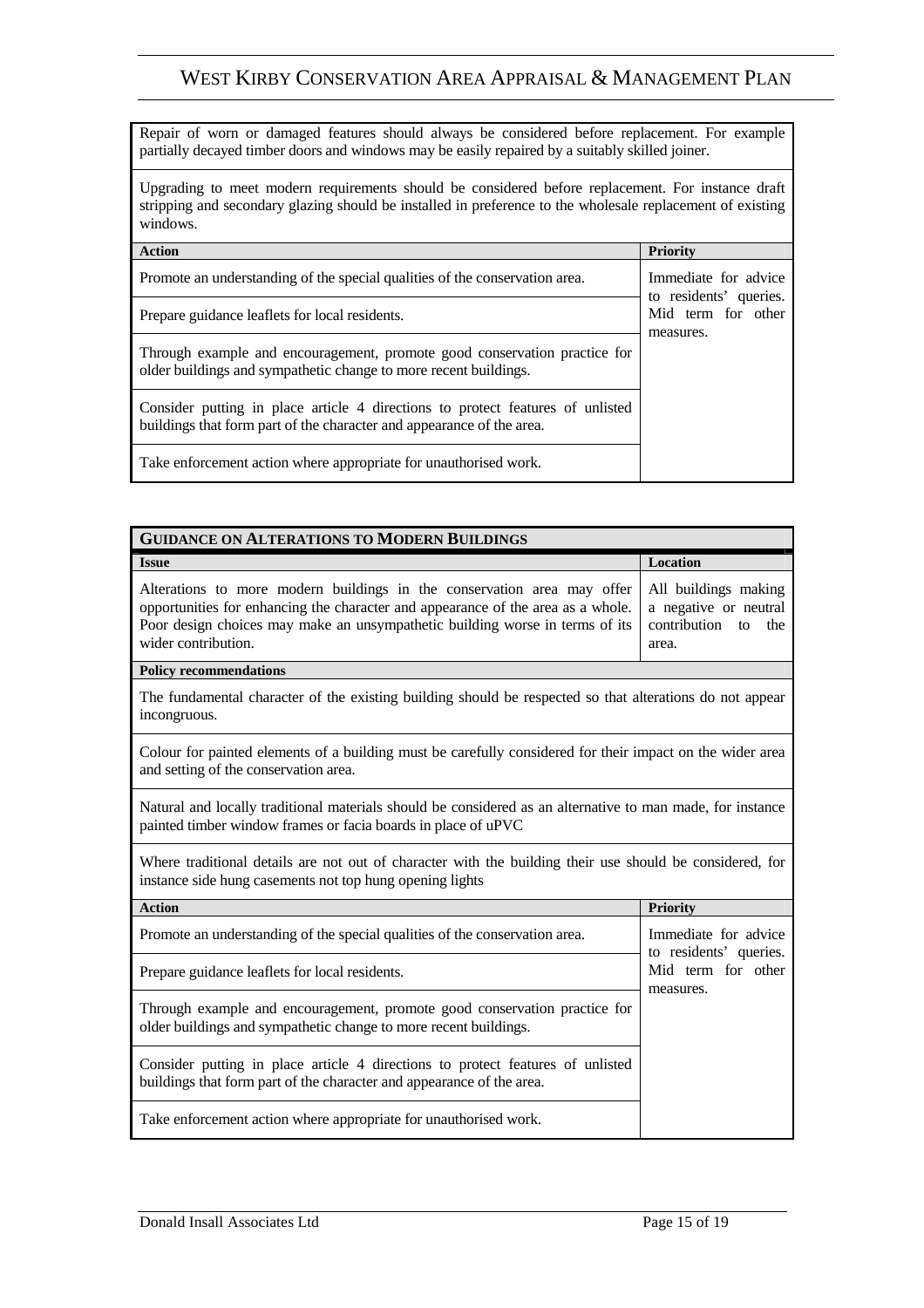Repair of worn or damaged features should always be considered before replacement. For example partially decayed timber doors and windows may be easily repaired by a suitably skilled joiner.

Upgrading to meet modern requirements should be considered before replacement. For instance draft stripping and secondary glazing should be installed in preference to the wholesale replacement of existing windows.

| Action | Priority |
|---|---|
| Promote an understanding of the special qualities of the conservation area. | Immediate for advice to residents' queries. Mid term for other measures. |
| Prepare guidance leaflets for local residents. | |
| Through example and encouragement, promote good conservation practice for older buildings and sympathetic change to more recent buildings. | |
| Consider putting in place article 4 directions to protect features of unlisted buildings that form part of the character and appearance of the area. | |
| Take enforcement action where appropriate for unauthorised work. | |

## GUIDANCE ON ALTERATIONS TO MODERN BUILDINGS

| Issue | Location |
|---|---|
| Alterations to more modern buildings in the conservation area may offer opportunities for enhancing the character and appearance of the area as a whole. Poor design choices may make an unsympathetic building worse in terms of its wider contribution. | All buildings making a negative or neutral contribution to the area. |

**Policy recommendations**

The fundamental character of the existing building should be respected so that alterations do not appear incongruous.

Colour for painted elements of a building must be carefully considered for their impact on the wider area and setting of the conservation area.

Natural and locally traditional materials should be considered as an alternative to man made, for instance painted timber window frames or facia boards in place of uPVC

Where traditional details are not out of character with the building their use should be considered, for instance side hung casements not top hung opening lights

| Action | Priority |
|---|---|
| Promote an understanding of the special qualities of the conservation area. | Immediate for advice to residents' queries. Mid term for other measures. |
| Prepare guidance leaflets for local residents. | |
| Through example and encouragement, promote good conservation practice for older buildings and sympathetic change to more recent buildings. | |
| Consider putting in place article 4 directions to protect features of unlisted buildings that form part of the character and appearance of the area. | |
| Take enforcement action where appropriate for unauthorised work. | |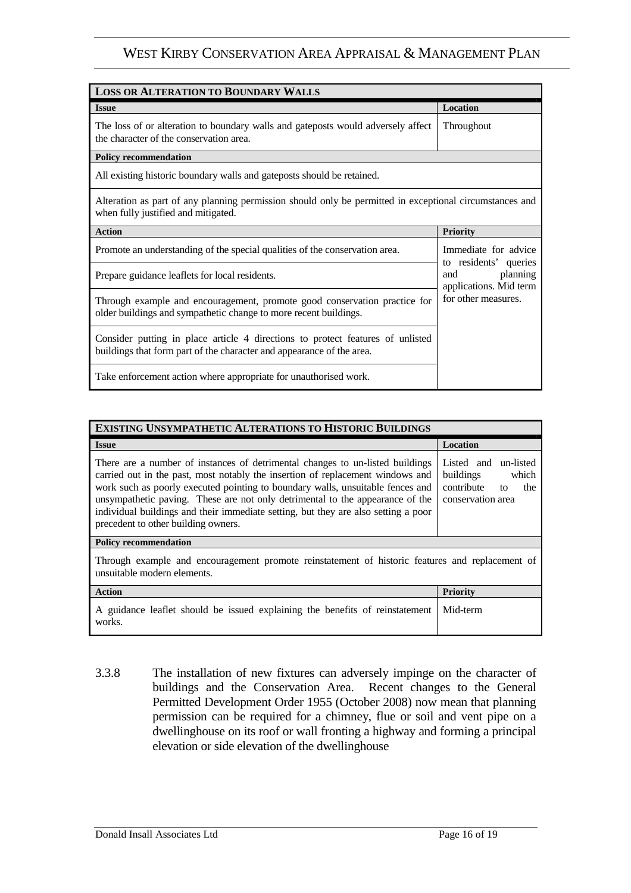| **LOSS OR ALTERATION TO BOUNDARY WALLS** | |
|---|---|
| **Issue** | **Location** |
| The loss of or alteration to boundary walls and gateposts would adversely affect the character of the conservation area. | Throughout |
| **Policy recommendation** | |
| All existing historic boundary walls and gateposts should be retained. | |
| Alteration as part of any planning permission should only be permitted in exceptional circumstances and when fully justified and mitigated. | |
| **Action** | **Priority** |
| Promote an understanding of the special qualities of the conservation area. | Immediate for advice to residents' queries and planning applications. Mid term for other measures. |
| Prepare guidance leaflets for local residents. | |
| Through example and encouragement, promote good conservation practice for older buildings and sympathetic change to more recent buildings. | |
| Consider putting in place article 4 directions to protect features of unlisted buildings that form part of the character and appearance of the area. | |
| Take enforcement action where appropriate for unauthorised work. | |

| **EXISTING UNSYMPATHETIC ALTERATIONS TO HISTORIC BUILDINGS** | |
|---|---|
| **Issue** | **Location** |
| There are a number of instances of detrimental changes to un-listed buildings carried out in the past, most notably the insertion of replacement windows and work such as poorly executed pointing to boundary walls, unsuitable fences and unsympathetic paving. These are not only detrimental to the appearance of the individual buildings and their immediate setting, but they are also setting a poor precedent to other building owners. | Listed and un-listed buildings which contribute to the conservation area |
| **Policy recommendation** | |
| Through example and encouragement promote reinstatement of historic features and replacement of unsuitable modern elements. | |
| **Action** | **Priority** |
| A guidance leaflet should be issued explaining the benefits of reinstatement works. | Mid-term |

3.3.8 The installation of new fixtures can adversely impinge on the character of buildings and the Conservation Area. Recent changes to the General Permitted Development Order 1955 (October 2008) now mean that planning permission can be required for a chimney, flue or soil and vent pipe on a dwellinghouse on its roof or wall fronting a highway and forming a principal elevation or side elevation of the dwellinghouse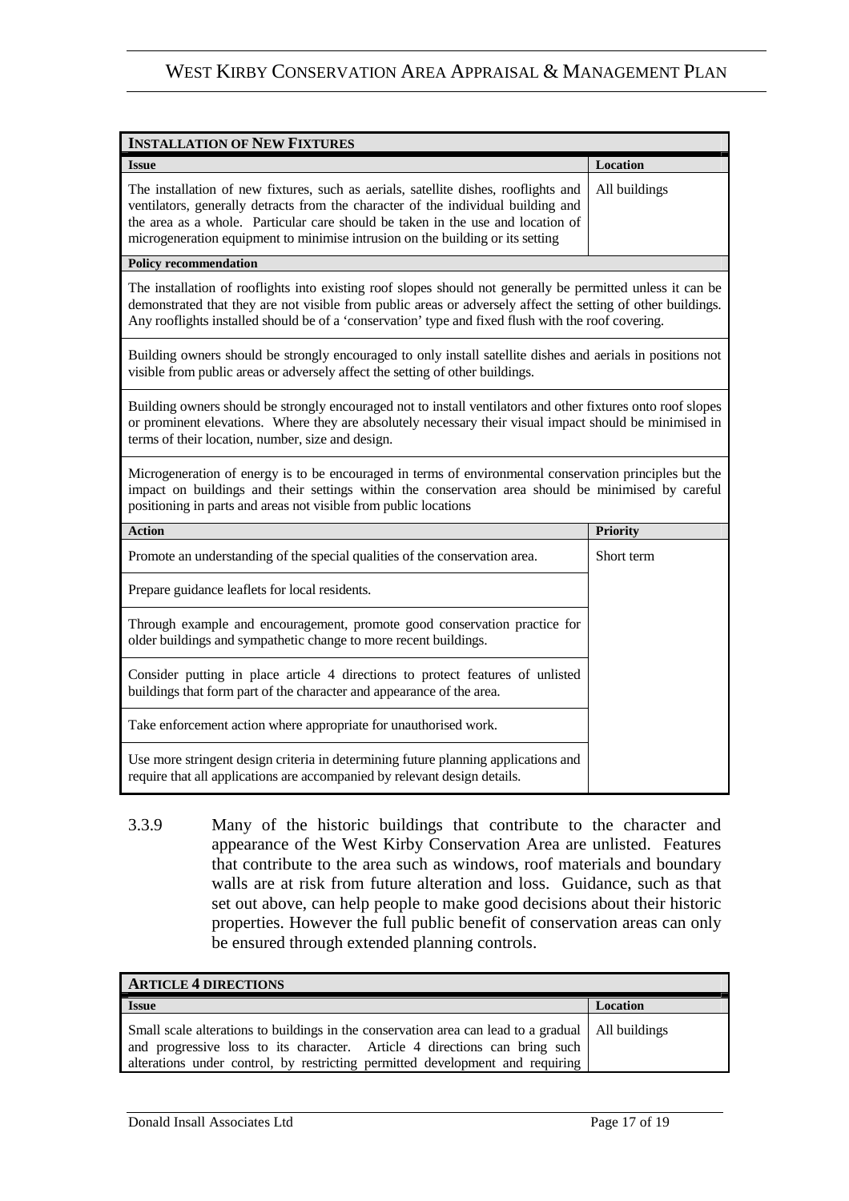| **INSTALLATION OF NEW FIXTURES** | |
|---|---|
| **Issue** | **Location** |
| The installation of new fixtures, such as aerials, satellite dishes, rooflights and ventilators, generally detracts from the character of the individual building and the area as a whole. Particular care should be taken in the use and location of microgeneration equipment to minimise intrusion on the building or its setting | All buildings |
| **Policy recommendation** | |
| The installation of rooflights into existing roof slopes should not generally be permitted unless it can be demonstrated that they are not visible from public areas or adversely affect the setting of other buildings. Any rooflights installed should be of a 'conservation' type and fixed flush with the roof covering. | |
| Building owners should be strongly encouraged to only install satellite dishes and aerials in positions not visible from public areas or adversely affect the setting of other buildings. | |
| Building owners should be strongly encouraged not to install ventilators and other fixtures onto roof slopes or prominent elevations. Where they are absolutely necessary their visual impact should be minimised in terms of their location, number, size and design. | |
| Microgeneration of energy is to be encouraged in terms of environmental conservation principles but the impact on buildings and their settings within the conservation area should be minimised by careful positioning in parts and areas not visible from public locations | |
| **Action** | **Priority** |
| Promote an understanding of the special qualities of the conservation area. | Short term |
| Prepare guidance leaflets for local residents. | |
| Through example and encouragement, promote good conservation practice for older buildings and sympathetic change to more recent buildings. | |
| Consider putting in place article 4 directions to protect features of unlisted buildings that form part of the character and appearance of the area. | |
| Take enforcement action where appropriate for unauthorised work. | |
| Use more stringent design criteria in determining future planning applications and require that all applications are accompanied by relevant design details. | |

3.3.9 Many of the historic buildings that contribute to the character and appearance of the West Kirby Conservation Area are unlisted. Features that contribute to the area such as windows, roof materials and boundary walls are at risk from future alteration and loss. Guidance, such as that set out above, can help people to make good decisions about their historic properties. However the full public benefit of conservation areas can only be ensured through extended planning controls.

| **ARTICLE 4 DIRECTIONS** | |
|---|---|
| **Issue** | **Location** |
| Small scale alterations to buildings in the conservation area can lead to a gradual and progressive loss to its character. Article 4 directions can bring such alterations under control, by restricting permitted development and requiring | All buildings |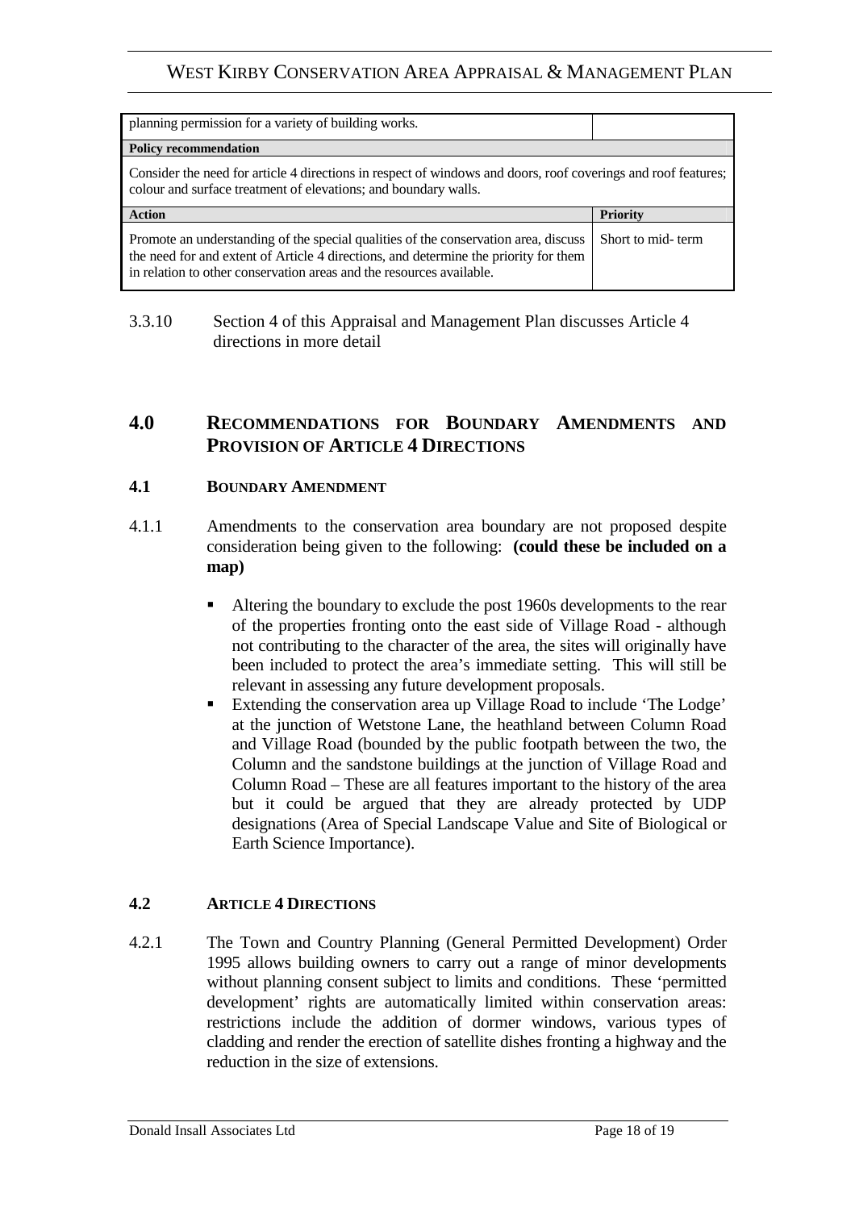| planning permission for a variety of building works. | |
|---|---|
| **Policy recommendation** | |
| Consider the need for article 4 directions in respect of windows and doors, roof coverings and roof features; colour and surface treatment of elevations; and boundary walls. | |
| **Action** | **Priority** |
| Promote an understanding of the special qualities of the conservation area, discuss the need for and extent of Article 4 directions, and determine the priority for them in relation to other conservation areas and the resources available. | Short to mid- term |

3.3.10 Section 4 of this Appraisal and Management Plan discusses Article 4 directions in more detail

## 4.0 RECOMMENDATIONS FOR BOUNDARY AMENDMENTS AND PROVISION OF ARTICLE 4 DIRECTIONS

### 4.1 BOUNDARY AMENDMENT

4.1.1 Amendments to the conservation area boundary are not proposed despite consideration being given to the following: **(could these be included on a map)**

- Altering the boundary to exclude the post 1960s developments to the rear of the properties fronting onto the east side of Village Road - although not contributing to the character of the area, the sites will originally have been included to protect the area's immediate setting. This will still be relevant in assessing any future development proposals.
- Extending the conservation area up Village Road to include 'The Lodge' at the junction of Wetstone Lane, the heathland between Column Road and Village Road (bounded by the public footpath between the two, the Column and the sandstone buildings at the junction of Village Road and Column Road – These are all features important to the history of the area but it could be argued that they are already protected by UDP designations (Area of Special Landscape Value and Site of Biological or Earth Science Importance).

### 4.2 ARTICLE 4 DIRECTIONS

4.2.1 The Town and Country Planning (General Permitted Development) Order 1995 allows building owners to carry out a range of minor developments without planning consent subject to limits and conditions. These 'permitted development' rights are automatically limited within conservation areas: restrictions include the addition of dormer windows, various types of cladding and render the erection of satellite dishes fronting a highway and the reduction in the size of extensions.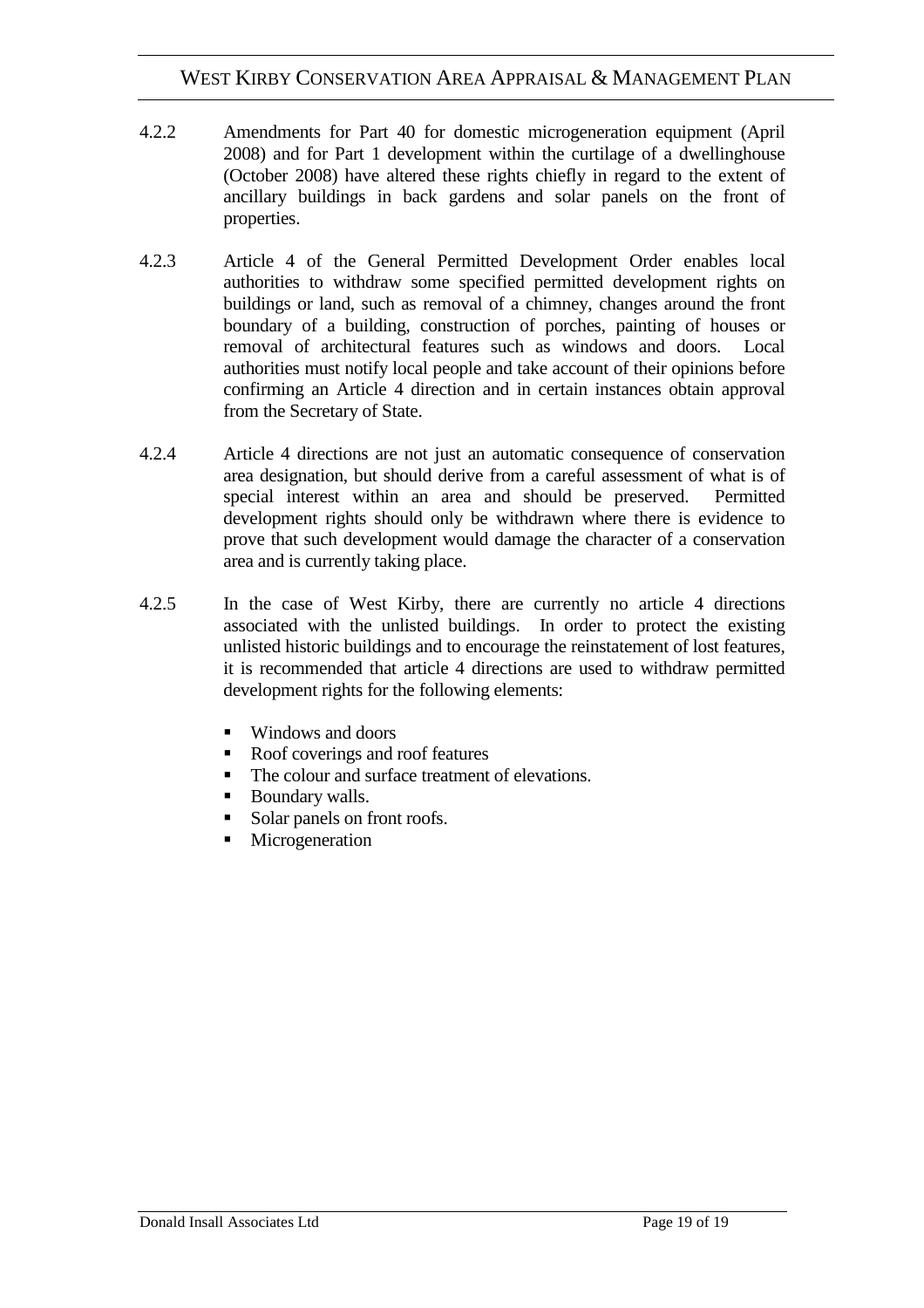4.2.2 Amendments for Part 40 for domestic microgeneration equipment (April 2008) and for Part 1 development within the curtilage of a dwellinghouse (October 2008) have altered these rights chiefly in regard to the extent of ancillary buildings in back gardens and solar panels on the front of properties.

4.2.3 Article 4 of the General Permitted Development Order enables local authorities to withdraw some specified permitted development rights on buildings or land, such as removal of a chimney, changes around the front boundary of a building, construction of porches, painting of houses or removal of architectural features such as windows and doors. Local authorities must notify local people and take account of their opinions before confirming an Article 4 direction and in certain instances obtain approval from the Secretary of State.

4.2.4 Article 4 directions are not just an automatic consequence of conservation area designation, but should derive from a careful assessment of what is of special interest within an area and should be preserved. Permitted development rights should only be withdrawn where there is evidence to prove that such development would damage the character of a conservation area and is currently taking place.

4.2.5 In the case of West Kirby, there are currently no article 4 directions associated with the unlisted buildings. In order to protect the existing unlisted historic buildings and to encourage the reinstatement of lost features, it is recommended that article 4 directions are used to withdraw permitted development rights for the following elements:

- Windows and doors
- Roof coverings and roof features
- The colour and surface treatment of elevations.
- Boundary walls.
- Solar panels on front roofs.
- Microgeneration